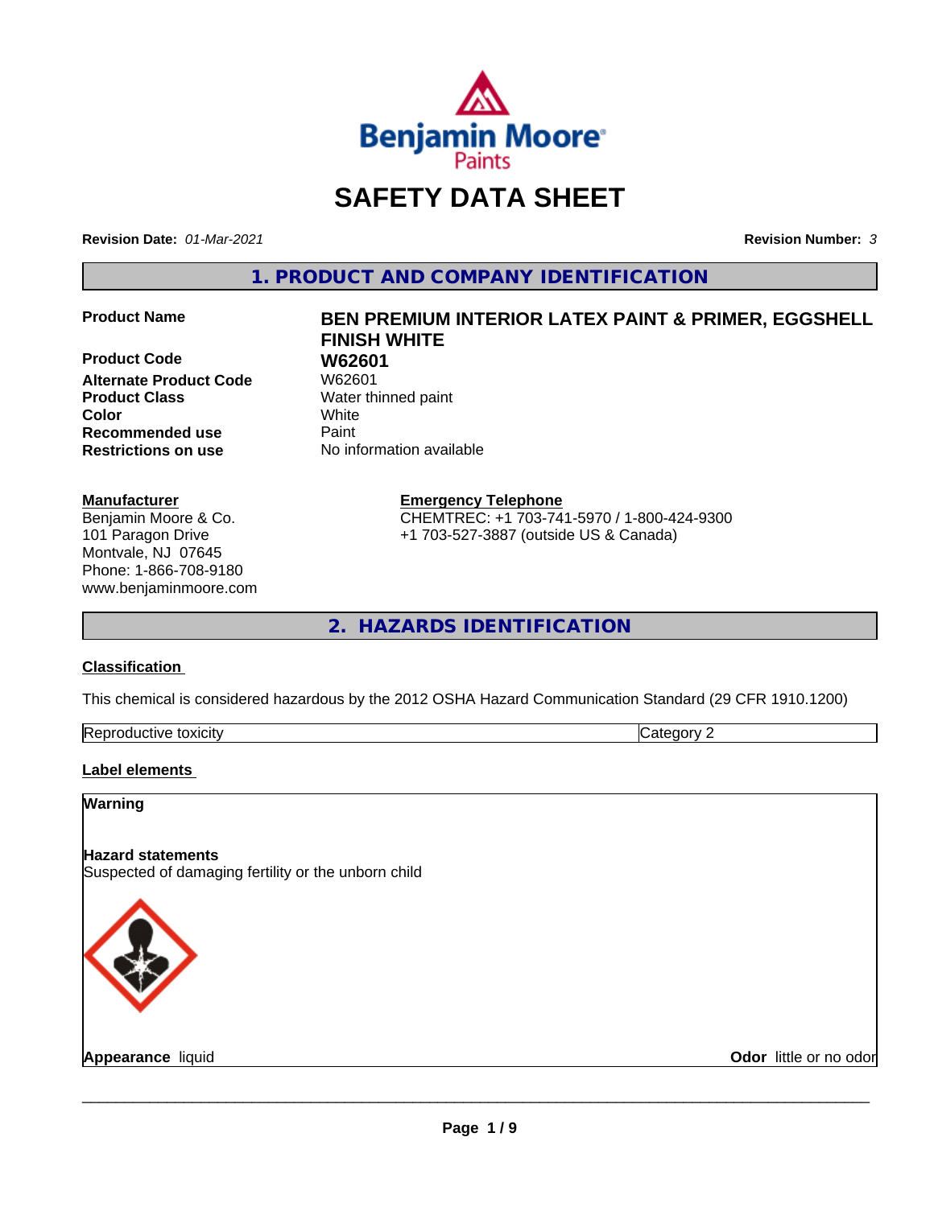# SAFETY DATA SHEET

**Revision Date:** *01-Mar-2021* **Revision Number:** *3*

## 1. PRODUCT AND COMPANY IDENTIFICATION

| | |
|---|---|
| **Product Name** | **BEN PREMIUM INTERIOR LATEX PAINT & PRIMER, EGGSHELL FINISH WHITE** |
| **Product Code** | **W62601** |
| **Alternate Product Code** | W62601 |
| **Product Class** | Water thinned paint |
| **Color** | White |
| **Recommended use** | Paint |
| **Restrictions on use** | No information available |

**Manufacturer**
Benjamin Moore & Co.
101 Paragon Drive
Montvale, NJ 07645
Phone: 1-866-708-9180
www.benjaminmoore.com

**Emergency Telephone**
CHEMTREC: +1 703-741-5970 / 1-800-424-9300
+1 703-527-3887 (outside US & Canada)

## 2. HAZARDS IDENTIFICATION

**Classification**

This chemical is considered hazardous by the 2012 OSHA Hazard Communication Standard (29 CFR 1910.1200)

| | |
|---|---|
| Reproductive toxicity | Category 2 |

**Label elements**

**Warning**

**Hazard statements**
Suspected of damaging fertility or the unborn child

**Appearance** liquid **Odor** little or no odor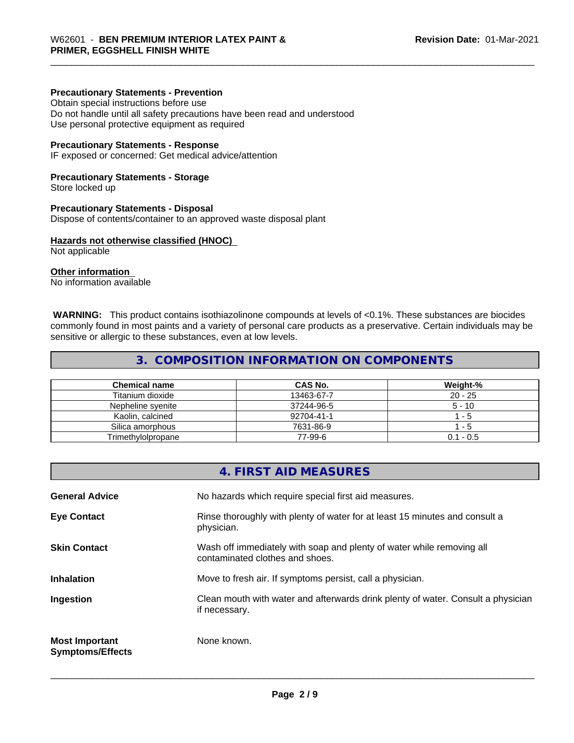**Precautionary Statements - Prevention**
Obtain special instructions before use
Do not handle until all safety precautions have been read and understood
Use personal protective equipment as required

**Precautionary Statements - Response**
IF exposed or concerned: Get medical advice/attention

**Precautionary Statements - Storage**
Store locked up

**Precautionary Statements - Disposal**
Dispose of contents/container to an approved waste disposal plant

**Hazards not otherwise classified (HNOC)**
Not applicable

**Other information**
No information available

**WARNING:** This product contains isothiazolinone compounds at levels of <0.1%. These substances are biocides commonly found in most paints and a variety of personal care products as a preservative. Certain individuals may be sensitive or allergic to these substances, even at low levels.

## 3. COMPOSITION INFORMATION ON COMPONENTS

| Chemical name | CAS No. | Weight-% |
|---|---|---|
| Titanium dioxide | 13463-67-7 | 20 - 25 |
| Nepheline syenite | 37244-96-5 | 5 - 10 |
| Kaolin, calcined | 92704-41-1 | 1 - 5 |
| Silica amorphous | 7631-86-9 | 1 - 5 |
| Trimethylolpropane | 77-99-6 | 0.1 - 0.5 |

## 4. FIRST AID MEASURES

**General Advice**
No hazards which require special first aid measures.

**Eye Contact**
Rinse thoroughly with plenty of water for at least 15 minutes and consult a physician.

**Skin Contact**
Wash off immediately with soap and plenty of water while removing all contaminated clothes and shoes.

**Inhalation**
Move to fresh air. If symptoms persist, call a physician.

**Ingestion**
Clean mouth with water and afterwards drink plenty of water. Consult a physician if necessary.

**Most Important Symptoms/Effects**
None known.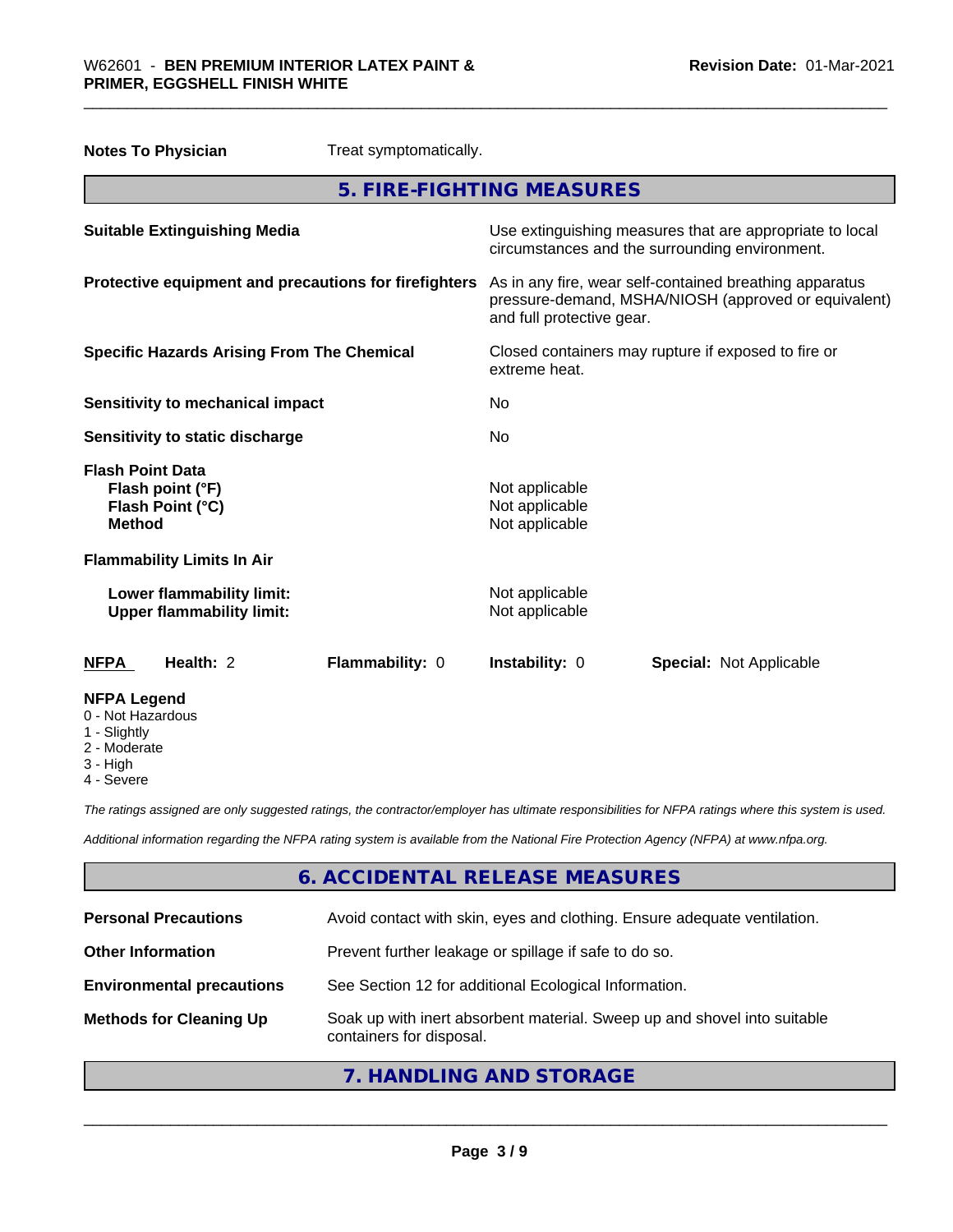**Notes To Physician** Treat symptomatically.

## 5. FIRE-FIGHTING MEASURES

| | |
|---|---|
| **Suitable Extinguishing Media** | Use extinguishing measures that are appropriate to local circumstances and the surrounding environment. |
| **Protective equipment and precautions for firefighters** | As in any fire, wear self-contained breathing apparatus pressure-demand, MSHA/NIOSH (approved or equivalent) and full protective gear. |
| **Specific Hazards Arising From The Chemical** | Closed containers may rupture if exposed to fire or extreme heat. |
| **Sensitivity to mechanical impact** | No |
| **Sensitivity to static discharge** | No |

**Flash Point Data**

| | |
|---|---|
| **Flash point (°F)** | Not applicable |
| **Flash Point (°C)** | Not applicable |
| **Method** | Not applicable |

**Flammability Limits In Air**

| | |
|---|---|
| **Lower flammability limit:** | Not applicable |
| **Upper flammability limit:** | Not applicable |

| | | | | |
|---|---|---|---|---|
| **NFPA** | **Health:** 2 | **Flammability:** 0 | **Instability:** 0 | **Special:** Not Applicable |

**NFPA Legend**
- 0 - Not Hazardous
- 1 - Slightly
- 2 - Moderate
- 3 - High
- 4 - Severe

*The ratings assigned are only suggested ratings, the contractor/employer has ultimate responsibilities for NFPA ratings where this system is used.*

*Additional information regarding the NFPA rating system is available from the National Fire Protection Agency (NFPA) at www.nfpa.org.*

## 6. ACCIDENTAL RELEASE MEASURES

| | |
|---|---|
| **Personal Precautions** | Avoid contact with skin, eyes and clothing. Ensure adequate ventilation. |
| **Other Information** | Prevent further leakage or spillage if safe to do so. |
| **Environmental precautions** | See Section 12 for additional Ecological Information. |
| **Methods for Cleaning Up** | Soak up with inert absorbent material. Sweep up and shovel into suitable containers for disposal. |

## 7. HANDLING AND STORAGE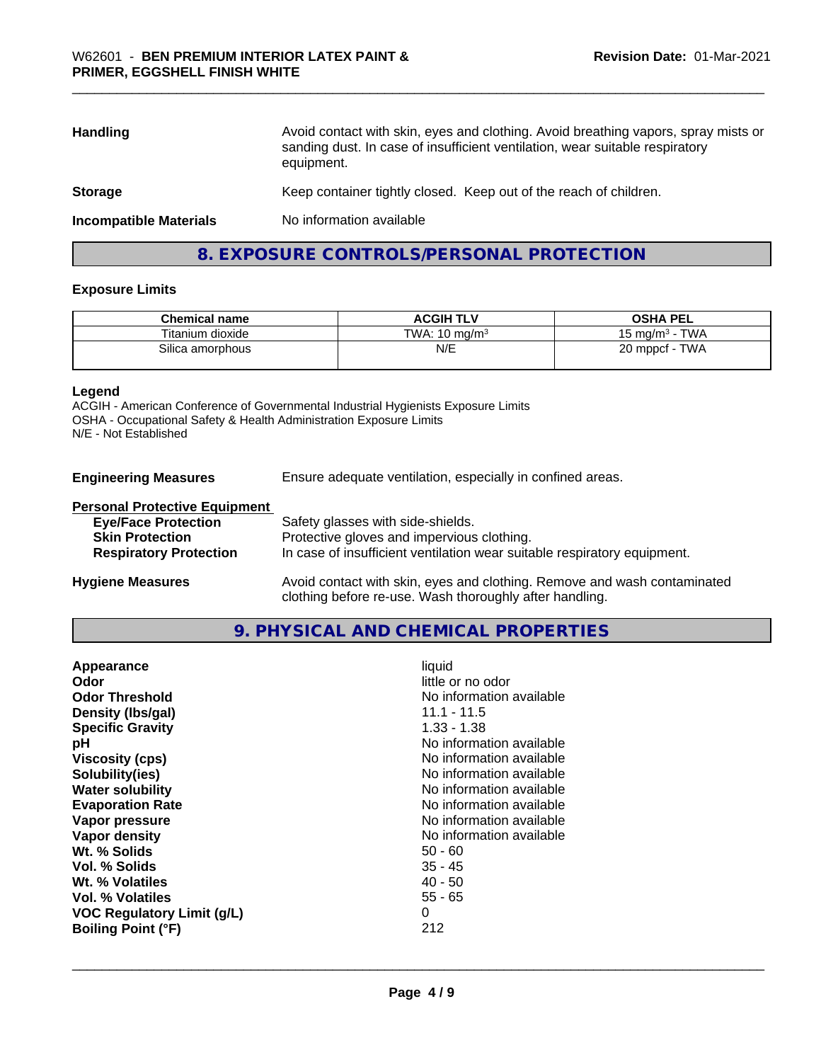| | |
|---|---|
| **Handling** | Avoid contact with skin, eyes and clothing. Avoid breathing vapors, spray mists or sanding dust. In case of insufficient ventilation, wear suitable respiratory equipment. |
| **Storage** | Keep container tightly closed. Keep out of the reach of children. |
| **Incompatible Materials** | No information available |

## 8. EXPOSURE CONTROLS/PERSONAL PROTECTION

### Exposure Limits

| Chemical name | ACGIH TLV | OSHA PEL |
|---|---|---|
| Titanium dioxide | TWA: 10 mg/m³ | 15 mg/m³ - TWA |
| Silica amorphous | N/E | 20 mppcf - TWA |

**Legend**

ACGIH - American Conference of Governmental Industrial Hygienists Exposure Limits
OSHA - Occupational Safety & Health Administration Exposure Limits
N/E - Not Established

**Engineering Measures** Ensure adequate ventilation, especially in confined areas.

**Personal Protective Equipment**

| | |
|---|---|
| **Eye/Face Protection** | Safety glasses with side-shields. |
| **Skin Protection** | Protective gloves and impervious clothing. |
| **Respiratory Protection** | In case of insufficient ventilation wear suitable respiratory equipment. |

**Hygiene Measures** Avoid contact with skin, eyes and clothing. Remove and wash contaminated clothing before re-use. Wash thoroughly after handling.

## 9. PHYSICAL AND CHEMICAL PROPERTIES

| | |
|---|---|
| **Appearance** | liquid |
| **Odor** | little or no odor |
| **Odor Threshold** | No information available |
| **Density (lbs/gal)** | 11.1 - 11.5 |
| **Specific Gravity** | 1.33 - 1.38 |
| **pH** | No information available |
| **Viscosity (cps)** | No information available |
| **Solubility(ies)** | No information available |
| **Water solubility** | No information available |
| **Evaporation Rate** | No information available |
| **Vapor pressure** | No information available |
| **Vapor density** | No information available |
| **Wt. % Solids** | 50 - 60 |
| **Vol. % Solids** | 35 - 45 |
| **Wt. % Volatiles** | 40 - 50 |
| **Vol. % Volatiles** | 55 - 65 |
| **VOC Regulatory Limit (g/L)** | 0 |
| **Boiling Point (°F)** | 212 |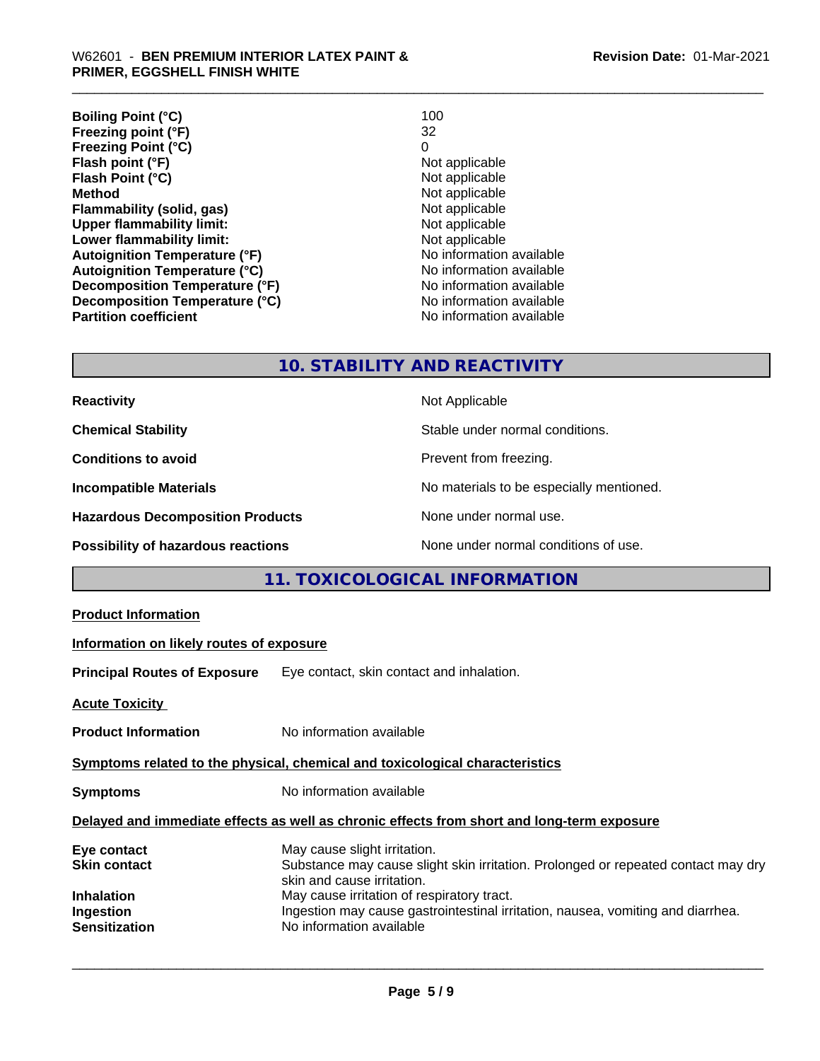| | |
|---|---|
| **Boiling Point (°C)** | 100 |
| **Freezing point (°F)** | 32 |
| **Freezing Point (°C)** | 0 |
| **Flash point (°F)** | Not applicable |
| **Flash Point (°C)** | Not applicable |
| **Method** | Not applicable |
| **Flammability (solid, gas)** | Not applicable |
| **Upper flammability limit:** | Not applicable |
| **Lower flammability limit:** | Not applicable |
| **Autoignition Temperature (°F)** | No information available |
| **Autoignition Temperature (°C)** | No information available |
| **Decomposition Temperature (°F)** | No information available |
| **Decomposition Temperature (°C)** | No information available |
| **Partition coefficient** | No information available |

## 10. STABILITY AND REACTIVITY

| | |
|---|---|
| **Reactivity** | Not Applicable |
| **Chemical Stability** | Stable under normal conditions. |
| **Conditions to avoid** | Prevent from freezing. |
| **Incompatible Materials** | No materials to be especially mentioned. |
| **Hazardous Decomposition Products** | None under normal use. |
| **Possibility of hazardous reactions** | None under normal conditions of use. |

## 11. TOXICOLOGICAL INFORMATION

**Product Information**

**Information on likely routes of exposure**

**Principal Routes of Exposure** Eye contact, skin contact and inhalation.

**Acute Toxicity**

**Product Information** No information available

**Symptoms related to the physical, chemical and toxicological characteristics**

**Symptoms** No information available

**Delayed and immediate effects as well as chronic effects from short and long-term exposure**

| | |
|---|---|
| **Eye contact** | May cause slight irritation. |
| **Skin contact** | Substance may cause slight skin irritation. Prolonged or repeated contact may dry skin and cause irritation. |
| **Inhalation** | May cause irritation of respiratory tract. |
| **Ingestion** | Ingestion may cause gastrointestinal irritation, nausea, vomiting and diarrhea. |
| **Sensitization** | No information available |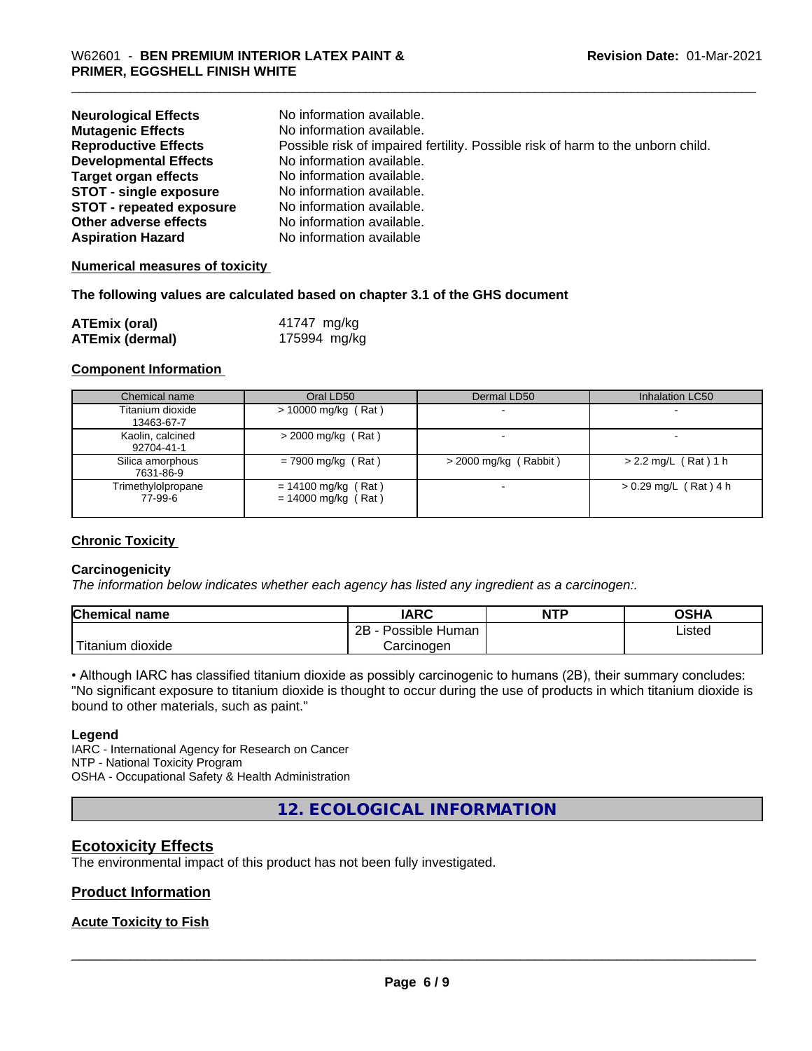| | |
|---|---|
| **Neurological Effects** | No information available. |
| **Mutagenic Effects** | No information available. |
| **Reproductive Effects** | Possible risk of impaired fertility. Possible risk of harm to the unborn child. |
| **Developmental Effects** | No information available. |
| **Target organ effects** | No information available. |
| **STOT - single exposure** | No information available. |
| **STOT - repeated exposure** | No information available. |
| **Other adverse effects** | No information available. |
| **Aspiration Hazard** | No information available |

### Numerical measures of toxicity

**The following values are calculated based on chapter 3.1 of the GHS document**

| | |
|---|---|
| **ATEmix (oral)** | 41747 mg/kg |
| **ATEmix (dermal)** | 175994 mg/kg |

### Component Information

| Chemical name | Oral LD50 | Dermal LD50 | Inhalation LC50 |
|---|---|---|---|
| Titanium dioxide<br>13463-67-7 | > 10000 mg/kg ( Rat ) | - | - |
| Kaolin, calcined<br>92704-41-1 | > 2000 mg/kg ( Rat ) | - | - |
| Silica amorphous<br>7631-86-9 | = 7900 mg/kg ( Rat ) | > 2000 mg/kg ( Rabbit ) | > 2.2 mg/L ( Rat ) 1 h |
| Trimethylolpropane<br>77-99-6 | = 14100 mg/kg ( Rat )<br>= 14000 mg/kg ( Rat ) | - | > 0.29 mg/L ( Rat ) 4 h |

### Chronic Toxicity

**Carcinogenicity**

*The information below indicates whether each agency has listed any ingredient as a carcinogen:.*

| Chemical name | IARC | NTP | OSHA |
|---|---|---|---|
| Titanium dioxide | 2B - Possible Human Carcinogen | | Listed |

• Although IARC has classified titanium dioxide as possibly carcinogenic to humans (2B), their summary concludes: "No significant exposure to titanium dioxide is thought to occur during the use of products in which titanium dioxide is bound to other materials, such as paint."

**Legend**

IARC - International Agency for Research on Cancer
NTP - National Toxicity Program
OSHA - Occupational Safety & Health Administration

## 12. ECOLOGICAL INFORMATION

### Ecotoxicity Effects

The environmental impact of this product has not been fully investigated.

### Product Information

### Acute Toxicity to Fish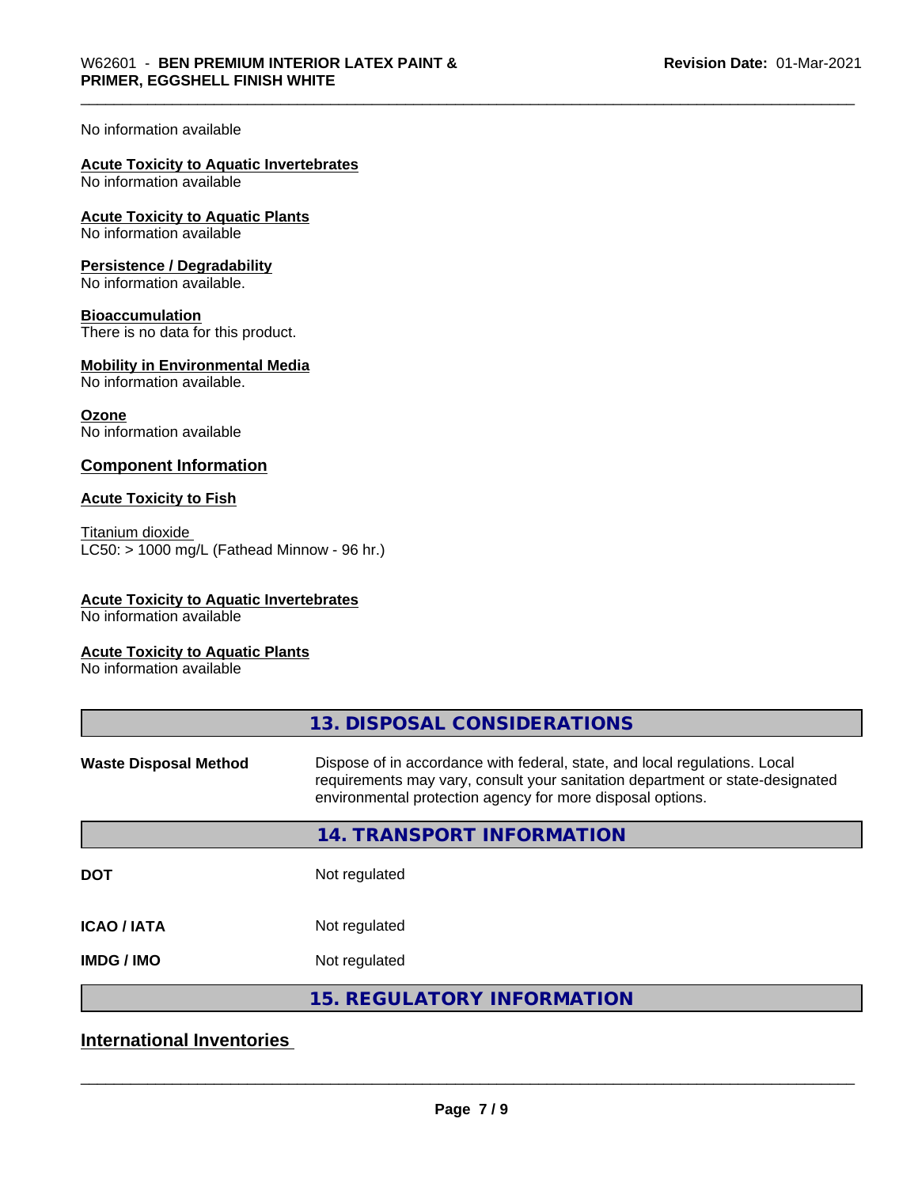No information available

**Acute Toxicity to Aquatic Invertebrates**
No information available

**Acute Toxicity to Aquatic Plants**
No information available

**Persistence / Degradability**
No information available.

**Bioaccumulation**
There is no data for this product.

**Mobility in Environmental Media**
No information available.

**Ozone**
No information available

## Component Information

**Acute Toxicity to Fish**

Titanium dioxide
LC50: > 1000 mg/L (Fathead Minnow - 96 hr.)

**Acute Toxicity to Aquatic Invertebrates**
No information available

**Acute Toxicity to Aquatic Plants**
No information available

## 13. DISPOSAL CONSIDERATIONS

| | |
|---|---|
| **Waste Disposal Method** | Dispose of in accordance with federal, state, and local regulations. Local requirements may vary, consult your sanitation department or state-designated environmental protection agency for more disposal options. |

## 14. TRANSPORT INFORMATION

| | |
|---|---|
| **DOT** | Not regulated |
| **ICAO / IATA** | Not regulated |
| **IMDG / IMO** | Not regulated |

## 15. REGULATORY INFORMATION

## International Inventories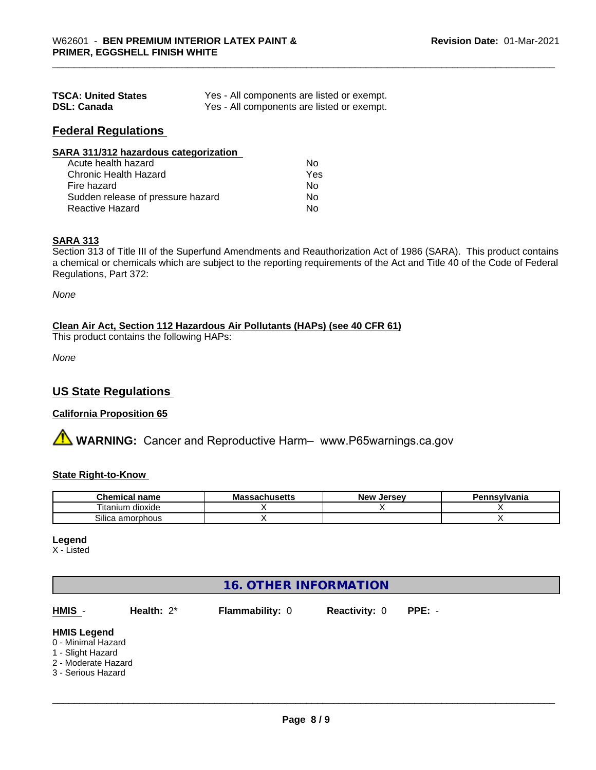| | |
|---|---|
| **TSCA: United States** | Yes - All components are listed or exempt. |
| **DSL: Canada** | Yes - All components are listed or exempt. |

## Federal Regulations

### SARA 311/312 hazardous categorization

| | |
|---|---|
| Acute health hazard | No |
| Chronic Health Hazard | Yes |
| Fire hazard | No |
| Sudden release of pressure hazard | No |
| Reactive Hazard | No |

### SARA 313

Section 313 of Title III of the Superfund Amendments and Reauthorization Act of 1986 (SARA). This product contains a chemical or chemicals which are subject to the reporting requirements of the Act and Title 40 of the Code of Federal Regulations, Part 372:

*None*

### Clean Air Act, Section 112 Hazardous Air Pollutants (HAPs) (see 40 CFR 61)

This product contains the following HAPs:

*None*

## US State Regulations

### California Proposition 65

⚠ **WARNING:** Cancer and Reproductive Harm– www.P65warnings.ca.gov

### State Right-to-Know

| Chemical name | Massachusetts | New Jersey | Pennsylvania |
|---|---|---|---|
| Titanium dioxide | X | X | X |
| Silica amorphous | X | | X |

**Legend**
X - Listed

## 16. OTHER INFORMATION

**HMIS** - **Health:** 2* **Flammability:** 0 **Reactivity:** 0 **PPE:** -

**HMIS Legend**
0 - Minimal Hazard
1 - Slight Hazard
2 - Moderate Hazard
3 - Serious Hazard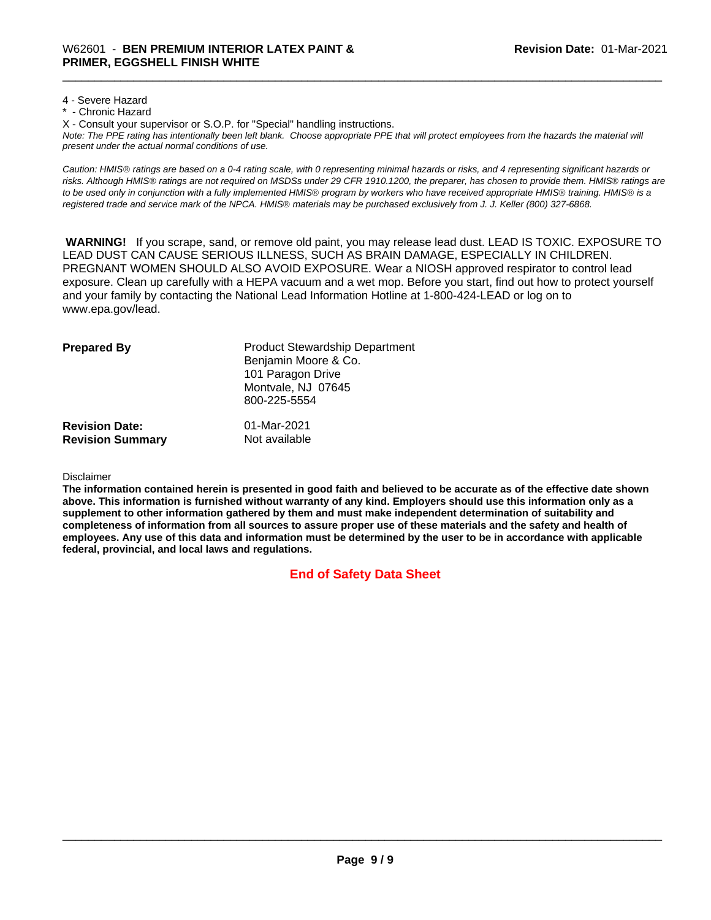4 - Severe Hazard
* - Chronic Hazard
X - Consult your supervisor or S.O.P. for "Special" handling instructions.

*Note: The PPE rating has intentionally been left blank. Choose appropriate PPE that will protect employees from the hazards the material will present under the actual normal conditions of use.*

*Caution: HMIS® ratings are based on a 0-4 rating scale, with 0 representing minimal hazards or risks, and 4 representing significant hazards or risks. Although HMIS® ratings are not required on MSDSs under 29 CFR 1910.1200, the preparer, has chosen to provide them. HMIS® ratings are to be used only in conjunction with a fully implemented HMIS® program by workers who have received appropriate HMIS® training. HMIS® is a registered trade and service mark of the NPCA. HMIS® materials may be purchased exclusively from J. J. Keller (800) 327-6868.*

**WARNING!** If you scrape, sand, or remove old paint, you may release lead dust. LEAD IS TOXIC. EXPOSURE TO LEAD DUST CAN CAUSE SERIOUS ILLNESS, SUCH AS BRAIN DAMAGE, ESPECIALLY IN CHILDREN. PREGNANT WOMEN SHOULD ALSO AVOID EXPOSURE. Wear a NIOSH approved respirator to control lead exposure. Clean up carefully with a HEPA vacuum and a wet mop. Before you start, find out how to protect yourself and your family by contacting the National Lead Information Hotline at 1-800-424-LEAD or log on to www.epa.gov/lead.

| | |
|---|---|
| **Prepared By** | Product Stewardship Department<br>Benjamin Moore & Co.<br>101 Paragon Drive<br>Montvale, NJ 07645<br>800-225-5554 |
| **Revision Date:** | 01-Mar-2021 |
| **Revision Summary** | Not available |

Disclaimer

**The information contained herein is presented in good faith and believed to be accurate as of the effective date shown above. This information is furnished without warranty of any kind. Employers should use this information only as a supplement to other information gathered by them and must make independent determination of suitability and completeness of information from all sources to assure proper use of these materials and the safety and health of employees. Any use of this data and information must be determined by the user to be in accordance with applicable federal, provincial, and local laws and regulations.**

**End of Safety Data Sheet**